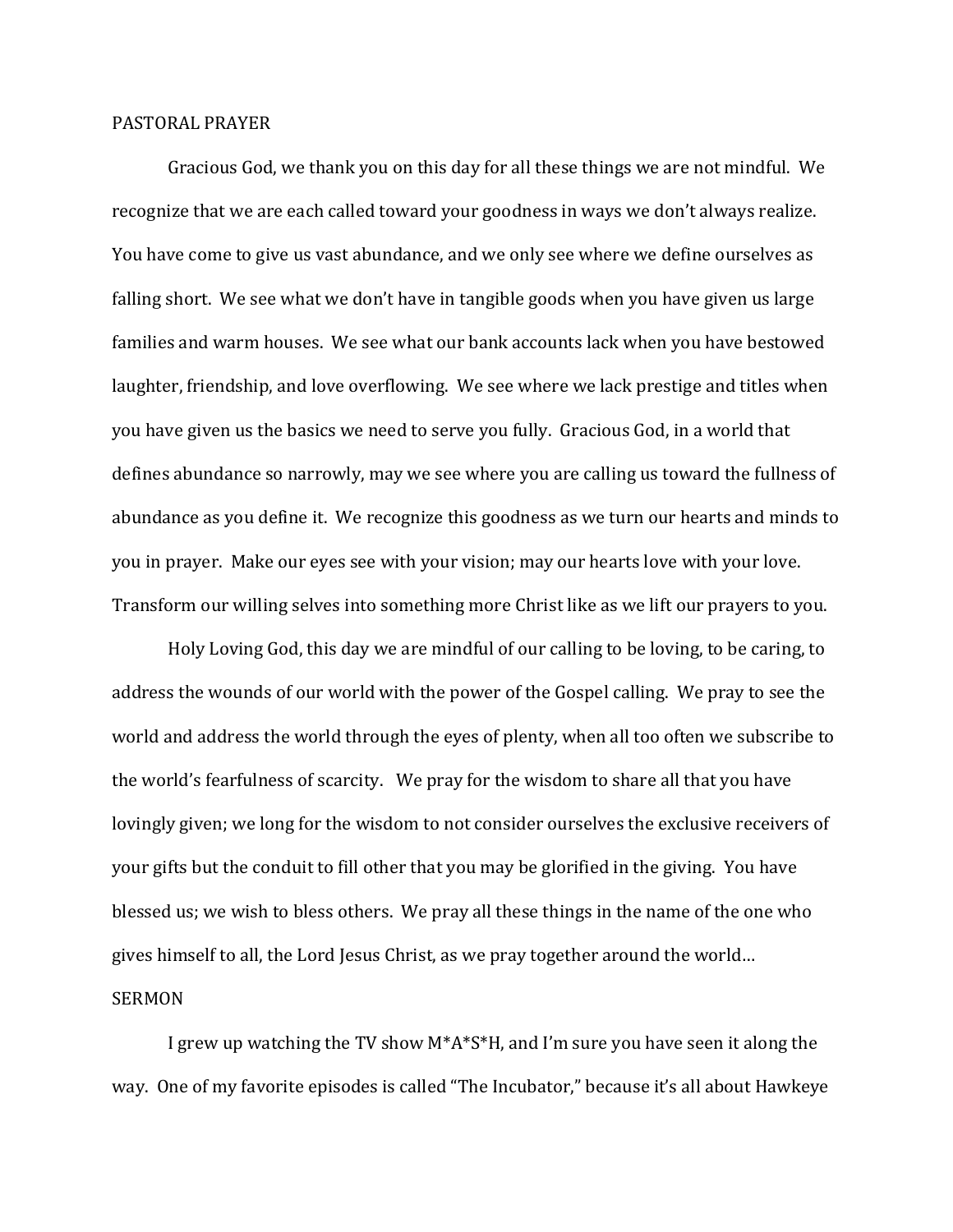## PASTORAL PRAYER

Gracious God, we thank you on this day for all these things we are not mindful. We recognize that we are each called toward your goodness in ways we don't always realize. You have come to give us vast abundance, and we only see where we define ourselves as falling short. We see what we don't have in tangible goods when you have given us large families and warm houses. We see what our bank accounts lack when you have bestowed laughter, friendship, and love overflowing. We see where we lack prestige and titles when you have given us the basics we need to serve you fully. Gracious God, in a world that defines abundance so narrowly, may we see where you are calling us toward the fullness of abundance as you define it. We recognize this goodness as we turn our hearts and minds to you in prayer. Make our eyes see with your vision; may our hearts love with your love. Transform our willing selves into something more Christ like as we lift our prayers to you.

Holy Loving God, this day we are mindful of our calling to be loving, to be caring, to address the wounds of our world with the power of the Gospel calling. We pray to see the world and address the world through the eyes of plenty, when all too often we subscribe to the world's fearfulness of scarcity. We pray for the wisdom to share all that you have lovingly given; we long for the wisdom to not consider ourselves the exclusive receivers of your gifts but the conduit to fill other that you may be glorified in the giving. You have blessed us; we wish to bless others. We pray all these things in the name of the one who gives himself to all, the Lord Jesus Christ, as we pray together around the world…

## SERMON

I grew up watching the TV show M*A*S*H, and I'm sure you have seen it along the way. One of my favorite episodes is called "The Incubator," because it's all about Hawkeye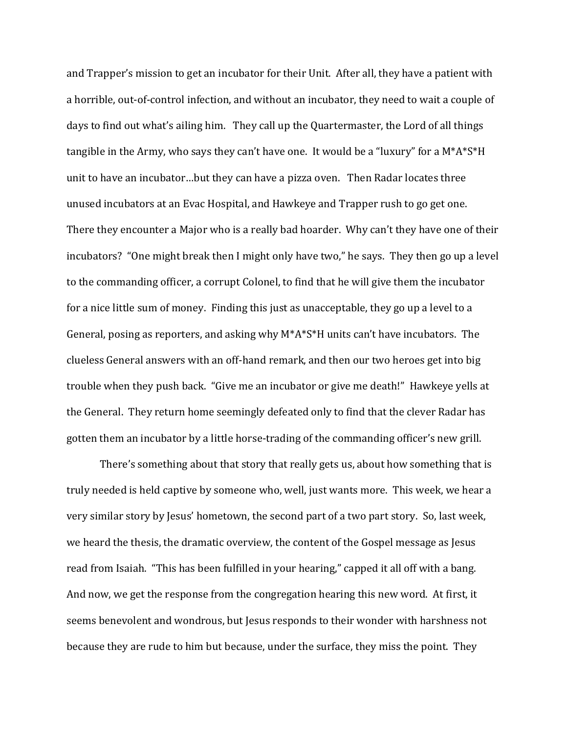and Trapper's mission to get an incubator for their Unit. After all, they have a patient with a horrible, out-of-control infection, and without an incubator, they need to wait a couple of days to find out what's ailing him. They call up the Quartermaster, the Lord of all things tangible in the Army, who says they can't have one. It would be a "luxury" for a M*A*S*H unit to have an incubator…but they can have a pizza oven. Then Radar locates three unused incubators at an Evac Hospital, and Hawkeye and Trapper rush to go get one. There they encounter a Major who is a really bad hoarder. Why can't they have one of their incubators? "One might break then I might only have two," he says. They then go up a level to the commanding officer, a corrupt Colonel, to find that he will give them the incubator for a nice little sum of money. Finding this just as unacceptable, they go up a level to a General, posing as reporters, and asking why M*A*S*H units can't have incubators. The clueless General answers with an off-hand remark, and then our two heroes get into big trouble when they push back. "Give me an incubator or give me death!" Hawkeye yells at the General. They return home seemingly defeated only to find that the clever Radar has gotten them an incubator by a little horse-trading of the commanding officer's new grill.

There's something about that story that really gets us, about how something that is truly needed is held captive by someone who, well, just wants more. This week, we hear a very similar story by Jesus' hometown, the second part of a two part story. So, last week, we heard the thesis, the dramatic overview, the content of the Gospel message as Jesus read from Isaiah. "This has been fulfilled in your hearing," capped it all off with a bang. And now, we get the response from the congregation hearing this new word. At first, it seems benevolent and wondrous, but Jesus responds to their wonder with harshness not because they are rude to him but because, under the surface, they miss the point. They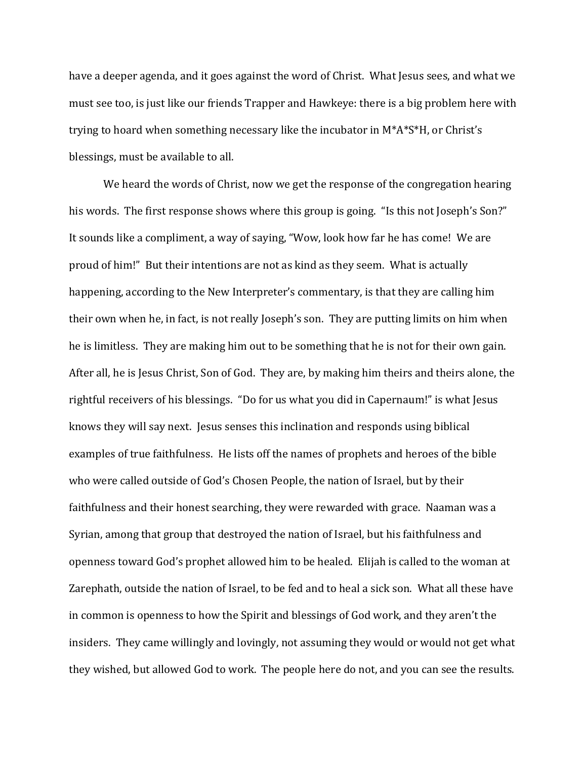have a deeper agenda, and it goes against the word of Christ. What Jesus sees, and what we must see too, is just like our friends Trapper and Hawkeye: there is a big problem here with trying to hoard when something necessary like the incubator in M*A*S*H, or Christ's blessings, must be available to all.

We heard the words of Christ, now we get the response of the congregation hearing his words. The first response shows where this group is going. "Is this not Joseph's Son?" It sounds like a compliment, a way of saying, "Wow, look how far he has come! We are proud of him!" But their intentions are not as kind as they seem. What is actually happening, according to the New Interpreter's commentary, is that they are calling him their own when he, in fact, is not really Joseph's son. They are putting limits on him when he is limitless. They are making him out to be something that he is not for their own gain. After all, he is Jesus Christ, Son of God. They are, by making him theirs and theirs alone, the rightful receivers of his blessings. "Do for us what you did in Capernaum!" is what Jesus knows they will say next. Jesus senses this inclination and responds using biblical examples of true faithfulness. He lists off the names of prophets and heroes of the bible who were called outside of God's Chosen People, the nation of Israel, but by their faithfulness and their honest searching, they were rewarded with grace. Naaman was a Syrian, among that group that destroyed the nation of Israel, but his faithfulness and openness toward God's prophet allowed him to be healed. Elijah is called to the woman at Zarephath, outside the nation of Israel, to be fed and to heal a sick son. What all these have in common is openness to how the Spirit and blessings of God work, and they aren't the insiders. They came willingly and lovingly, not assuming they would or would not get what they wished, but allowed God to work. The people here do not, and you can see the results.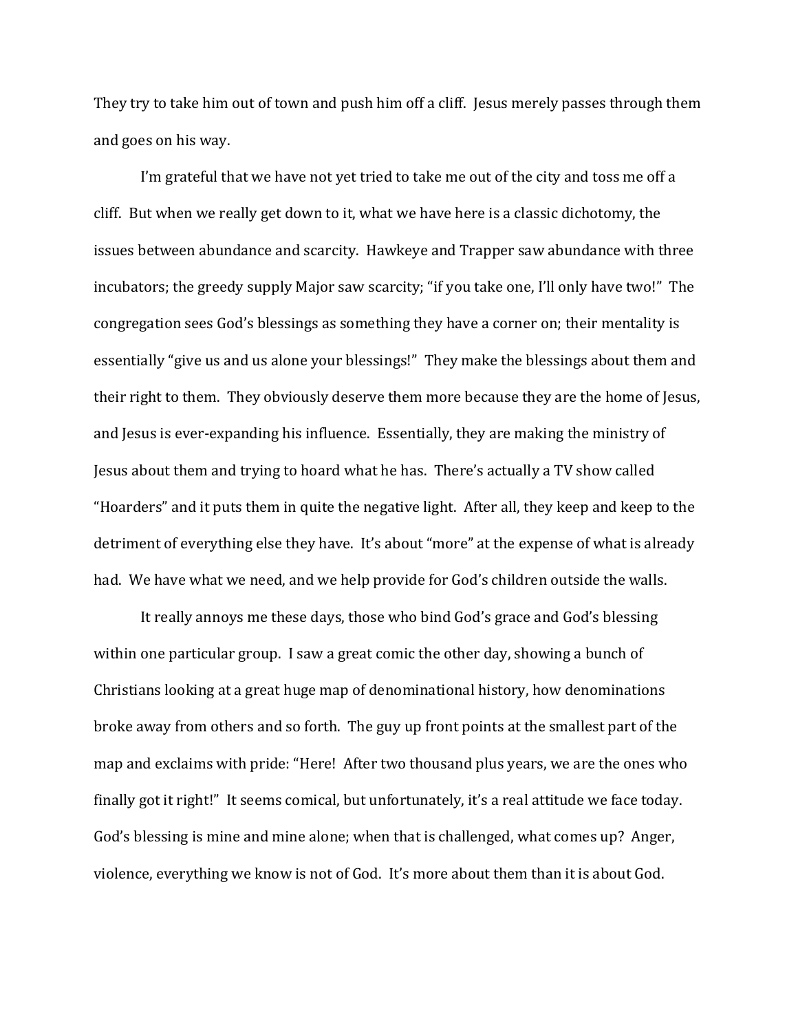They try to take him out of town and push him off a cliff. Jesus merely passes through them and goes on his way.

I'm grateful that we have not yet tried to take me out of the city and toss me off a cliff. But when we really get down to it, what we have here is a classic dichotomy, the issues between abundance and scarcity. Hawkeye and Trapper saw abundance with three incubators; the greedy supply Major saw scarcity; "if you take one, I'll only have two!" The congregation sees God's blessings as something they have a corner on; their mentality is essentially "give us and us alone your blessings!" They make the blessings about them and their right to them. They obviously deserve them more because they are the home of Jesus, and Jesus is ever-expanding his influence. Essentially, they are making the ministry of Jesus about them and trying to hoard what he has. There's actually a TV show called "Hoarders" and it puts them in quite the negative light. After all, they keep and keep to the detriment of everything else they have. It's about "more" at the expense of what is already had. We have what we need, and we help provide for God's children outside the walls.

It really annoys me these days, those who bind God's grace and God's blessing within one particular group. I saw a great comic the other day, showing a bunch of Christians looking at a great huge map of denominational history, how denominations broke away from others and so forth. The guy up front points at the smallest part of the map and exclaims with pride: "Here! After two thousand plus years, we are the ones who finally got it right!" It seems comical, but unfortunately, it's a real attitude we face today. God's blessing is mine and mine alone; when that is challenged, what comes up? Anger, violence, everything we know is not of God. It's more about them than it is about God.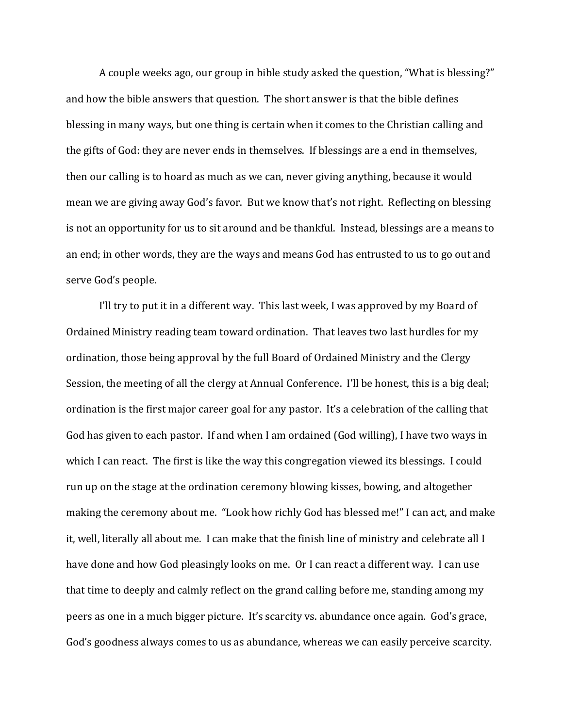A couple weeks ago, our group in bible study asked the question, "What is blessing?" and how the bible answers that question. The short answer is that the bible defines blessing in many ways, but one thing is certain when it comes to the Christian calling and the gifts of God: they are never ends in themselves. If blessings are a end in themselves, then our calling is to hoard as much as we can, never giving anything, because it would mean we are giving away God's favor. But we know that's not right. Reflecting on blessing is not an opportunity for us to sit around and be thankful. Instead, blessings are a means to an end; in other words, they are the ways and means God has entrusted to us to go out and serve God's people.

I'll try to put it in a different way. This last week, I was approved by my Board of Ordained Ministry reading team toward ordination. That leaves two last hurdles for my ordination, those being approval by the full Board of Ordained Ministry and the Clergy Session, the meeting of all the clergy at Annual Conference. I'll be honest, this is a big deal; ordination is the first major career goal for any pastor. It's a celebration of the calling that God has given to each pastor. If and when I am ordained (God willing), I have two ways in which I can react. The first is like the way this congregation viewed its blessings. I could run up on the stage at the ordination ceremony blowing kisses, bowing, and altogether making the ceremony about me. "Look how richly God has blessed me!" I can act, and make it, well, literally all about me. I can make that the finish line of ministry and celebrate all I have done and how God pleasingly looks on me. Or I can react a different way. I can use that time to deeply and calmly reflect on the grand calling before me, standing among my peers as one in a much bigger picture. It's scarcity vs. abundance once again. God's grace, God's goodness always comes to us as abundance, whereas we can easily perceive scarcity.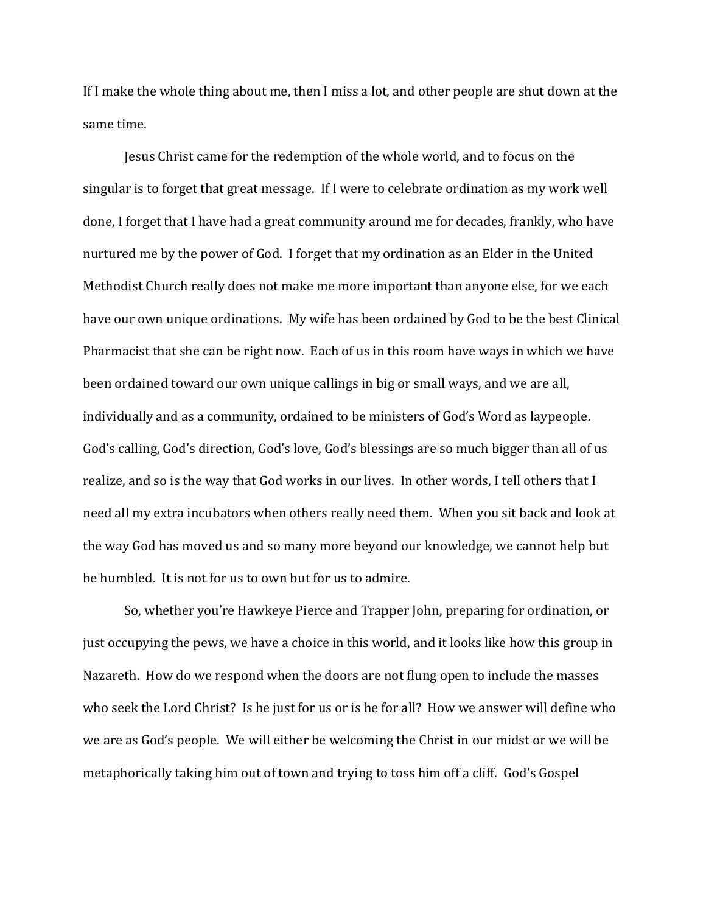If I make the whole thing about me, then I miss a lot, and other people are shut down at the same time.

Jesus Christ came for the redemption of the whole world, and to focus on the singular is to forget that great message. If I were to celebrate ordination as my work well done, I forget that I have had a great community around me for decades, frankly, who have nurtured me by the power of God. I forget that my ordination as an Elder in the United Methodist Church really does not make me more important than anyone else, for we each have our own unique ordinations. My wife has been ordained by God to be the best Clinical Pharmacist that she can be right now. Each of us in this room have ways in which we have been ordained toward our own unique callings in big or small ways, and we are all, individually and as a community, ordained to be ministers of God's Word as laypeople. God's calling, God's direction, God's love, God's blessings are so much bigger than all of us realize, and so is the way that God works in our lives. In other words, I tell others that I need all my extra incubators when others really need them. When you sit back and look at the way God has moved us and so many more beyond our knowledge, we cannot help but be humbled. It is not for us to own but for us to admire.

So, whether you're Hawkeye Pierce and Trapper John, preparing for ordination, or just occupying the pews, we have a choice in this world, and it looks like how this group in Nazareth. How do we respond when the doors are not flung open to include the masses who seek the Lord Christ? Is he just for us or is he for all? How we answer will define who we are as God's people. We will either be welcoming the Christ in our midst or we will be metaphorically taking him out of town and trying to toss him off a cliff. God's Gospel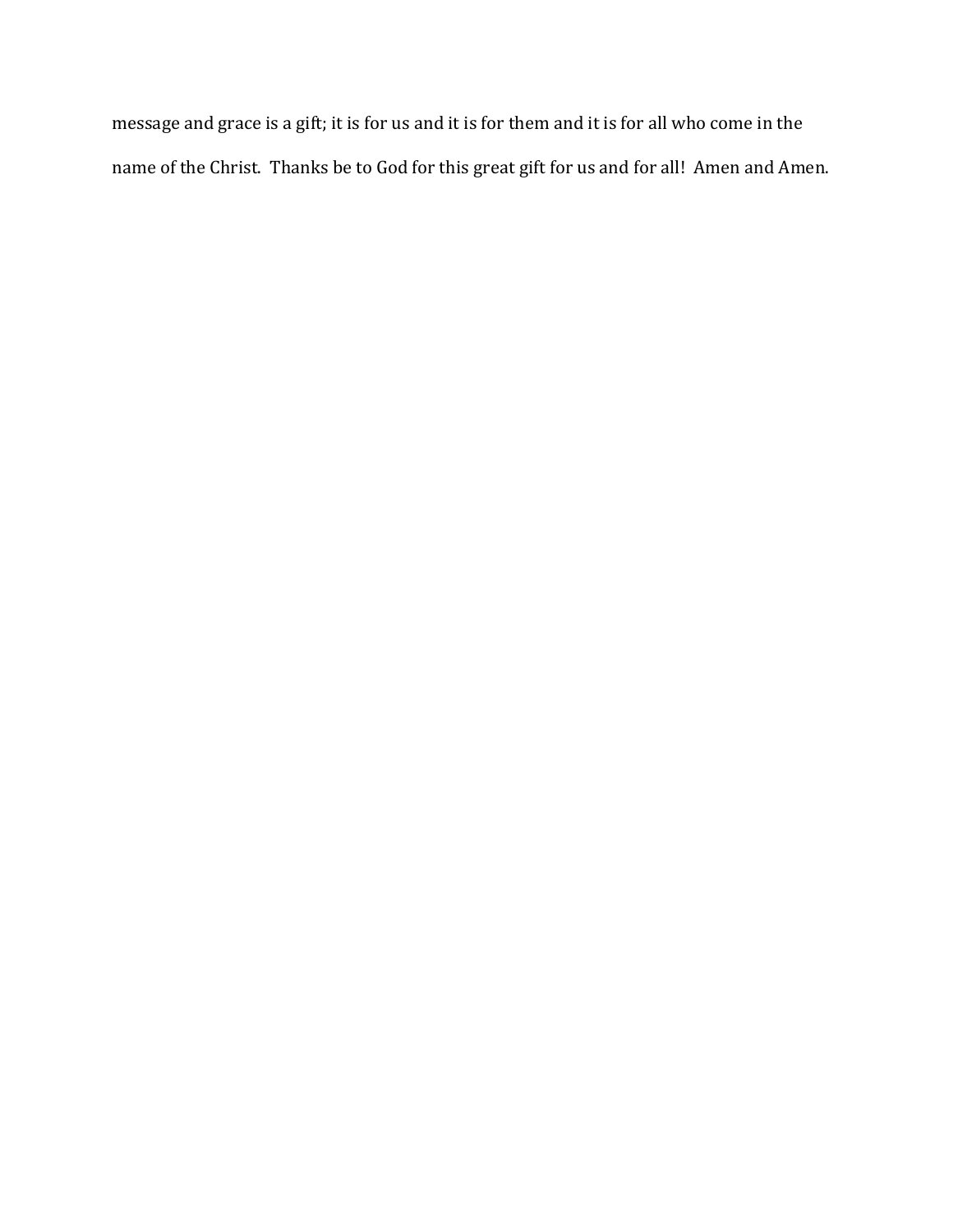message and grace is a gift; it is for us and it is for them and it is for all who come in the name of the Christ. Thanks be to God for this great gift for us and for all! Amen and Amen.